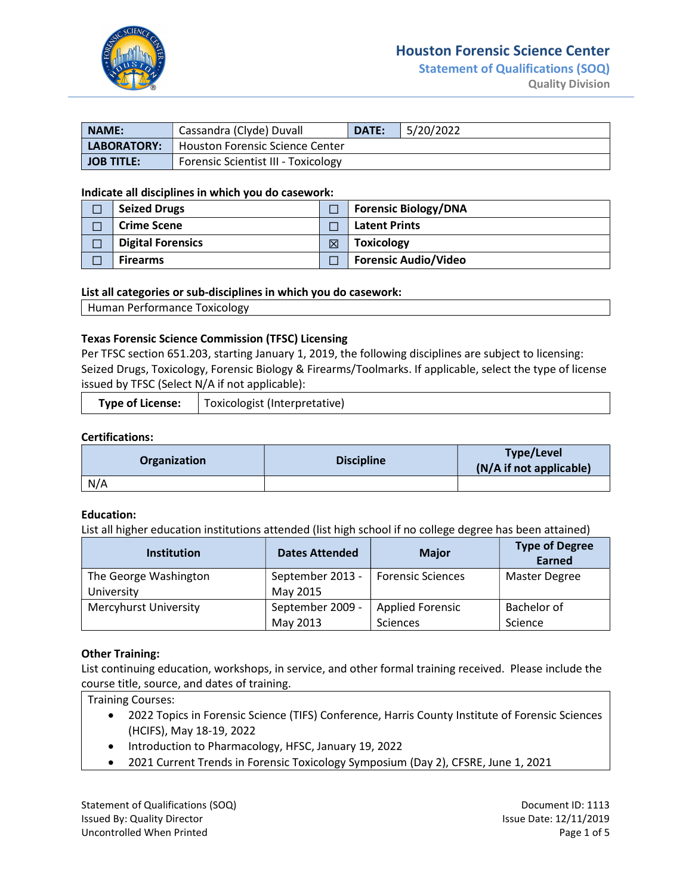# Houston Forensic Science Center

## Statement of Qualifications (SOQ)

Quality Division

| | | | |
|---|---|---|---|
| **NAME:** | Cassandra (Clyde) Duvall | **DATE:** | 5/20/2022 |
| **LABORATORY:** | Houston Forensic Science Center | | |
| **JOB TITLE:** | Forensic Scientist III - Toxicology | | |

**Indicate all disciplines in which you do casework:**

| | | | |
|---|---|---|---|
| ☐ | **Seized Drugs** | ☐ | **Forensic Biology/DNA** |
| ☐ | **Crime Scene** | ☐ | **Latent Prints** |
| ☐ | **Digital Forensics** | ☒ | **Toxicology** |
| ☐ | **Firearms** | ☐ | **Forensic Audio/Video** |

**List all categories or sub-disciplines in which you do casework:**

Human Performance Toxicology

**Texas Forensic Science Commission (TFSC) Licensing**

Per TFSC section 651.203, starting January 1, 2019, the following disciplines are subject to licensing: Seized Drugs, Toxicology, Forensic Biology & Firearms/Toolmarks. If applicable, select the type of license issued by TFSC (Select N/A if not applicable):

| | |
|---|---|
| **Type of License:** | Toxicologist (Interpretative) |

**Certifications:**

| Organization | Discipline | Type/Level (N/A if not applicable) |
|---|---|---|
| N/A | | |

**Education:**

List all higher education institutions attended (list high school if no college degree has been attained)

| Institution | Dates Attended | Major | Type of Degree Earned |
|---|---|---|---|
| The George Washington University | September 2013 - May 2015 | Forensic Sciences | Master Degree |
| Mercyhurst University | September 2009 - May 2013 | Applied Forensic Sciences | Bachelor of Science |

**Other Training:**

List continuing education, workshops, in service, and other formal training received. Please include the course title, source, and dates of training.

Training Courses:

- 2022 Topics in Forensic Science (TIFS) Conference, Harris County Institute of Forensic Sciences (HCIFS), May 18-19, 2022
- Introduction to Pharmacology, HFSC, January 19, 2022
- 2021 Current Trends in Forensic Toxicology Symposium (Day 2), CFSRE, June 1, 2021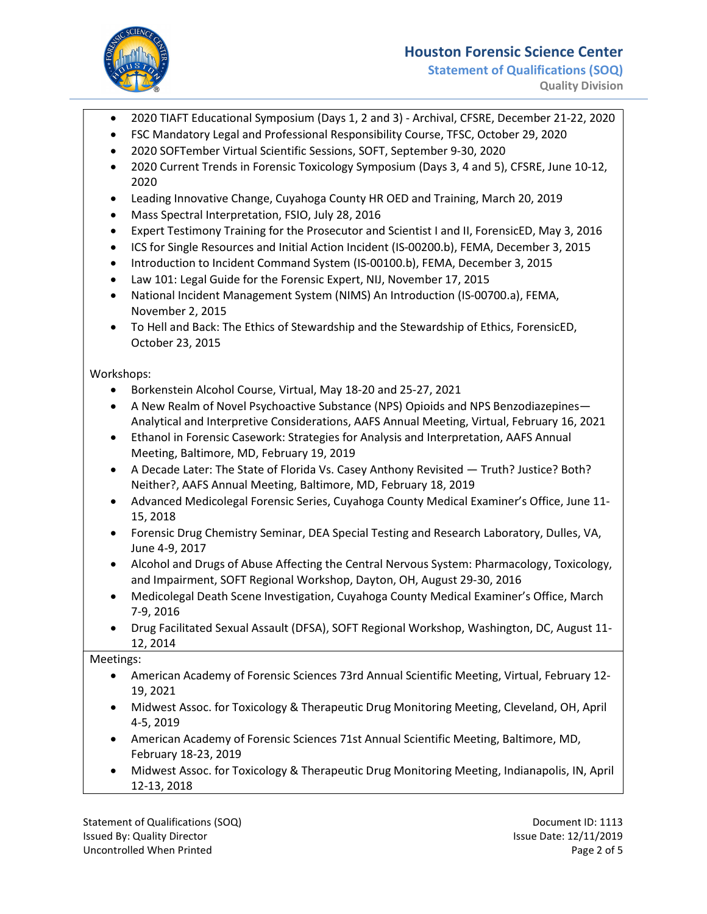- 2020 TIAFT Educational Symposium (Days 1, 2 and 3) - Archival, CFSRE, December 21-22, 2020
- FSC Mandatory Legal and Professional Responsibility Course, TFSC, October 29, 2020
- 2020 SOFTember Virtual Scientific Sessions, SOFT, September 9-30, 2020
- 2020 Current Trends in Forensic Toxicology Symposium (Days 3, 4 and 5), CFSRE, June 10-12, 2020
- Leading Innovative Change, Cuyahoga County HR OED and Training, March 20, 2019
- Mass Spectral Interpretation, FSIO, July 28, 2016
- Expert Testimony Training for the Prosecutor and Scientist I and II, ForensicED, May 3, 2016
- ICS for Single Resources and Initial Action Incident (IS-00200.b), FEMA, December 3, 2015
- Introduction to Incident Command System (IS-00100.b), FEMA, December 3, 2015
- Law 101: Legal Guide for the Forensic Expert, NIJ, November 17, 2015
- National Incident Management System (NIMS) An Introduction (IS-00700.a), FEMA, November 2, 2015
- To Hell and Back: The Ethics of Stewardship and the Stewardship of Ethics, ForensicED, October 23, 2015

Workshops:

- Borkenstein Alcohol Course, Virtual, May 18-20 and 25-27, 2021
- A New Realm of Novel Psychoactive Substance (NPS) Opioids and NPS Benzodiazepines—Analytical and Interpretive Considerations, AAFS Annual Meeting, Virtual, February 16, 2021
- Ethanol in Forensic Casework: Strategies for Analysis and Interpretation, AAFS Annual Meeting, Baltimore, MD, February 19, 2019
- A Decade Later: The State of Florida Vs. Casey Anthony Revisited — Truth? Justice? Both? Neither?, AAFS Annual Meeting, Baltimore, MD, February 18, 2019
- Advanced Medicolegal Forensic Series, Cuyahoga County Medical Examiner's Office, June 11-15, 2018
- Forensic Drug Chemistry Seminar, DEA Special Testing and Research Laboratory, Dulles, VA, June 4-9, 2017
- Alcohol and Drugs of Abuse Affecting the Central Nervous System: Pharmacology, Toxicology, and Impairment, SOFT Regional Workshop, Dayton, OH, August 29-30, 2016
- Medicolegal Death Scene Investigation, Cuyahoga County Medical Examiner's Office, March 7-9, 2016
- Drug Facilitated Sexual Assault (DFSA), SOFT Regional Workshop, Washington, DC, August 11-12, 2014

Meetings:

- American Academy of Forensic Sciences 73rd Annual Scientific Meeting, Virtual, February 12-19, 2021
- Midwest Assoc. for Toxicology & Therapeutic Drug Monitoring Meeting, Cleveland, OH, April 4-5, 2019
- American Academy of Forensic Sciences 71st Annual Scientific Meeting, Baltimore, MD, February 18-23, 2019
- Midwest Assoc. for Toxicology & Therapeutic Drug Monitoring Meeting, Indianapolis, IN, April 12-13, 2018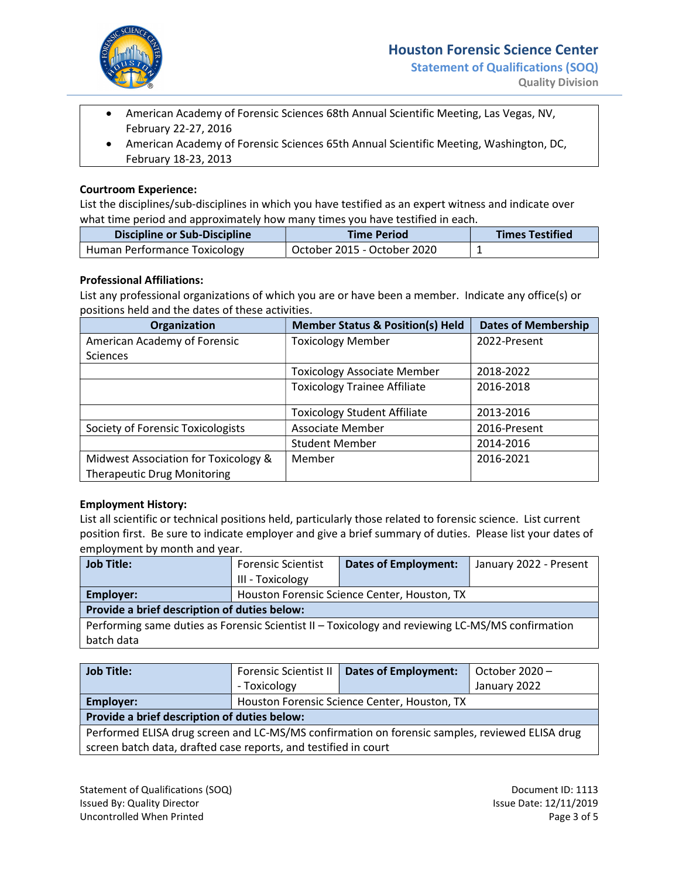- American Academy of Forensic Sciences 68th Annual Scientific Meeting, Las Vegas, NV, February 22-27, 2016
- American Academy of Forensic Sciences 65th Annual Scientific Meeting, Washington, DC, February 18-23, 2013

**Courtroom Experience:**

List the disciplines/sub-disciplines in which you have testified as an expert witness and indicate over what time period and approximately how many times you have testified in each.

| Discipline or Sub-Discipline | Time Period | Times Testified |
|---|---|---|
| Human Performance Toxicology | October 2015 - October 2020 | 1 |

**Professional Affiliations:**

List any professional organizations of which you are or have been a member. Indicate any office(s) or positions held and the dates of these activities.

| Organization | Member Status & Position(s) Held | Dates of Membership |
|---|---|---|
| American Academy of Forensic Sciences | Toxicology Member | 2022-Present |
| | Toxicology Associate Member | 2018-2022 |
| | Toxicology Trainee Affiliate | 2016-2018 |
| | Toxicology Student Affiliate | 2013-2016 |
| Society of Forensic Toxicologists | Associate Member | 2016-Present |
| | Student Member | 2014-2016 |
| Midwest Association for Toxicology & Therapeutic Drug Monitoring | Member | 2016-2021 |

**Employment History:**

List all scientific or technical positions held, particularly those related to forensic science. List current position first. Be sure to indicate employer and give a brief summary of duties. Please list your dates of employment by month and year.

| **Job Title:** | Forensic Scientist III - Toxicology | **Dates of Employment:** | January 2022 - Present |
|---|---|---|---|
| **Employer:** | Houston Forensic Science Center, Houston, TX | | |
| **Provide a brief description of duties below:** | | | |
| Performing same duties as Forensic Scientist II – Toxicology and reviewing LC-MS/MS confirmation batch data | | | |

| **Job Title:** | Forensic Scientist II - Toxicology | **Dates of Employment:** | October 2020 – January 2022 |
|---|---|---|---|
| **Employer:** | Houston Forensic Science Center, Houston, TX | | |
| **Provide a brief description of duties below:** | | | |
| Performed ELISA drug screen and LC-MS/MS confirmation on forensic samples, reviewed ELISA drug screen batch data, drafted case reports, and testified in court | | | |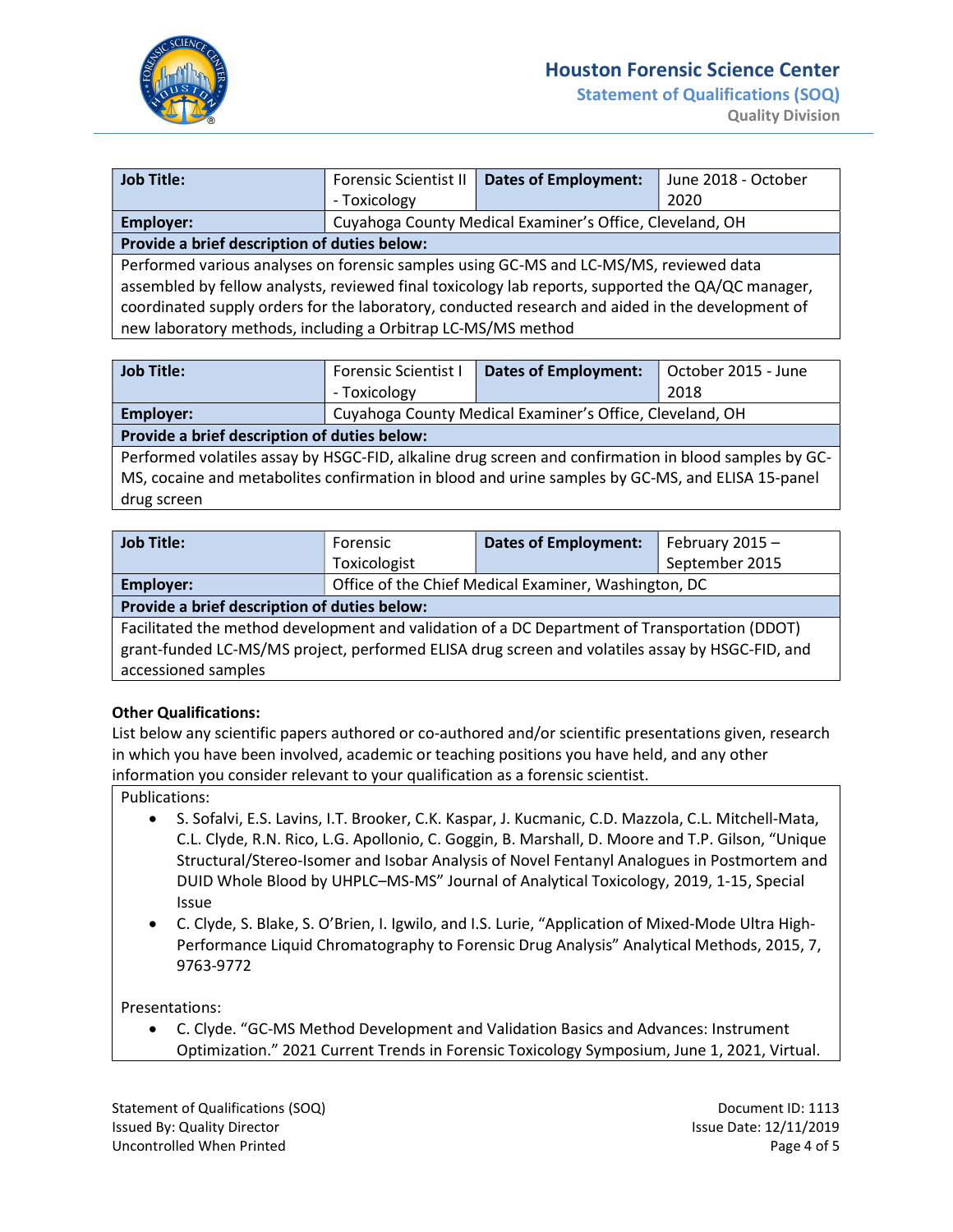| Job Title: | Forensic Scientist II - Toxicology | Dates of Employment: | June 2018 - October 2020 |
|---|---|---|---|
| Employer: | Cuyahoga County Medical Examiner's Office, Cleveland, OH | | |
| Provide a brief description of duties below: | | | |
| Performed various analyses on forensic samples using GC-MS and LC-MS/MS, reviewed data assembled by fellow analysts, reviewed final toxicology lab reports, supported the QA/QC manager, coordinated supply orders for the laboratory, conducted research and aided in the development of new laboratory methods, including a Orbitrap LC-MS/MS method | | | |

| Job Title: | Forensic Scientist I - Toxicology | Dates of Employment: | October 2015 - June 2018 |
|---|---|---|---|
| Employer: | Cuyahoga County Medical Examiner's Office, Cleveland, OH | | |
| Provide a brief description of duties below: | | | |
| Performed volatiles assay by HSGC-FID, alkaline drug screen and confirmation in blood samples by GC-MS, cocaine and metabolites confirmation in blood and urine samples by GC-MS, and ELISA 15-panel drug screen | | | |

| Job Title: | Forensic Toxicologist | Dates of Employment: | February 2015 – September 2015 |
|---|---|---|---|
| Employer: | Office of the Chief Medical Examiner, Washington, DC | | |
| Provide a brief description of duties below: | | | |
| Facilitated the method development and validation of a DC Department of Transportation (DDOT) grant-funded LC-MS/MS project, performed ELISA drug screen and volatiles assay by HSGC-FID, and accessioned samples | | | |

**Other Qualifications:**

List below any scientific papers authored or co-authored and/or scientific presentations given, research in which you have been involved, academic or teaching positions you have held, and any other information you consider relevant to your qualification as a forensic scientist.

Publications:

- S. Sofalvi, E.S. Lavins, I.T. Brooker, C.K. Kaspar, J. Kucmanic, C.D. Mazzola, C.L. Mitchell-Mata, C.L. Clyde, R.N. Rico, L.G. Apollonio, C. Goggin, B. Marshall, D. Moore and T.P. Gilson, "Unique Structural/Stereo-Isomer and Isobar Analysis of Novel Fentanyl Analogues in Postmortem and DUID Whole Blood by UHPLC–MS-MS" Journal of Analytical Toxicology, 2019, 1-15, Special Issue
- C. Clyde, S. Blake, S. O'Brien, I. Igwilo, and I.S. Lurie, "Application of Mixed-Mode Ultra High-Performance Liquid Chromatography to Forensic Drug Analysis" Analytical Methods, 2015, 7, 9763-9772

Presentations:

- C. Clyde. "GC-MS Method Development and Validation Basics and Advances: Instrument Optimization." 2021 Current Trends in Forensic Toxicology Symposium, June 1, 2021, Virtual.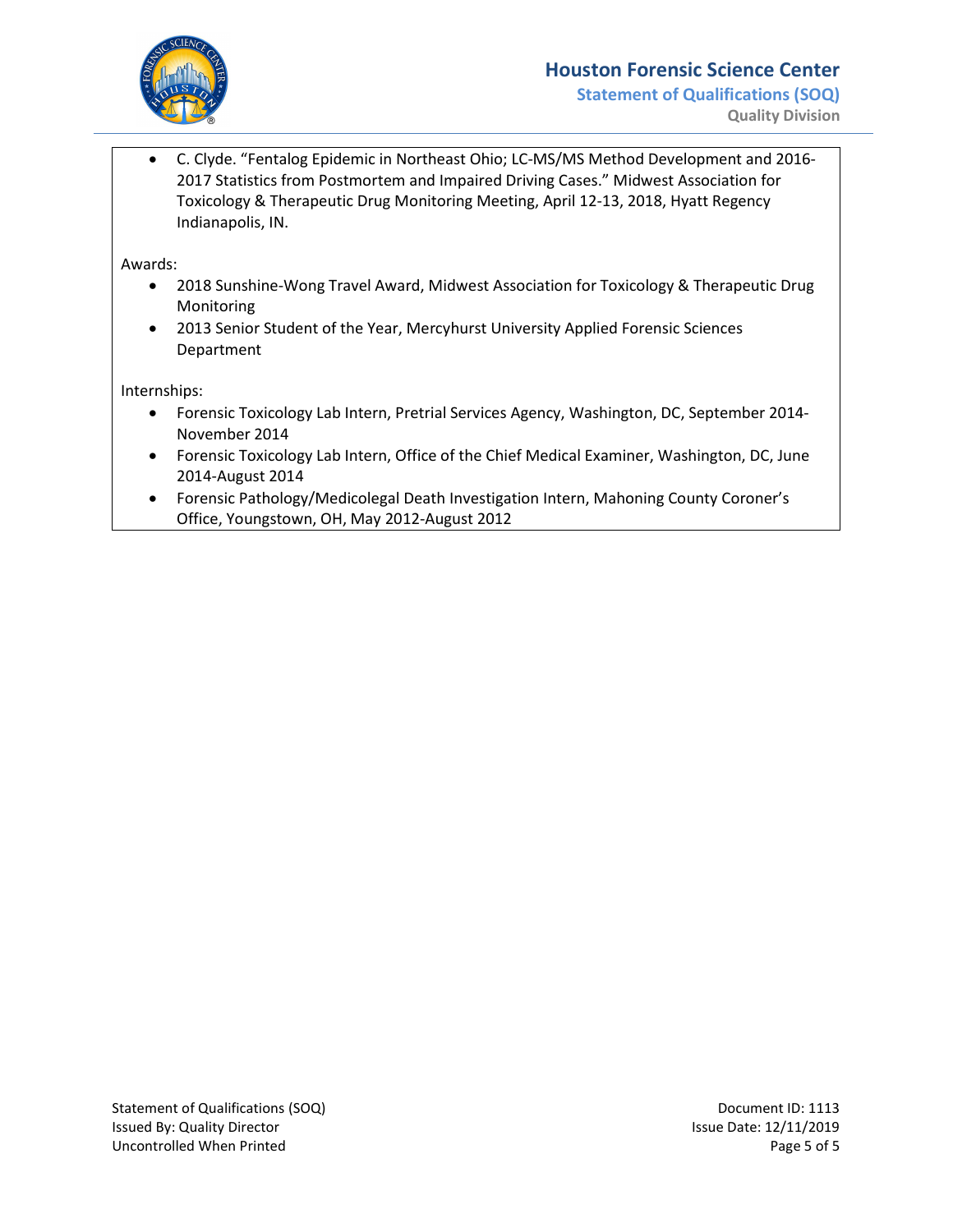- C. Clyde. "Fentalog Epidemic in Northeast Ohio; LC-MS/MS Method Development and 2016-2017 Statistics from Postmortem and Impaired Driving Cases." Midwest Association for Toxicology & Therapeutic Drug Monitoring Meeting, April 12-13, 2018, Hyatt Regency Indianapolis, IN.

Awards:

- 2018 Sunshine-Wong Travel Award, Midwest Association for Toxicology & Therapeutic Drug Monitoring
- 2013 Senior Student of the Year, Mercyhurst University Applied Forensic Sciences Department

Internships:

- Forensic Toxicology Lab Intern, Pretrial Services Agency, Washington, DC, September 2014-November 2014
- Forensic Toxicology Lab Intern, Office of the Chief Medical Examiner, Washington, DC, June 2014-August 2014
- Forensic Pathology/Medicolegal Death Investigation Intern, Mahoning County Coroner's Office, Youngstown, OH, May 2012-August 2012